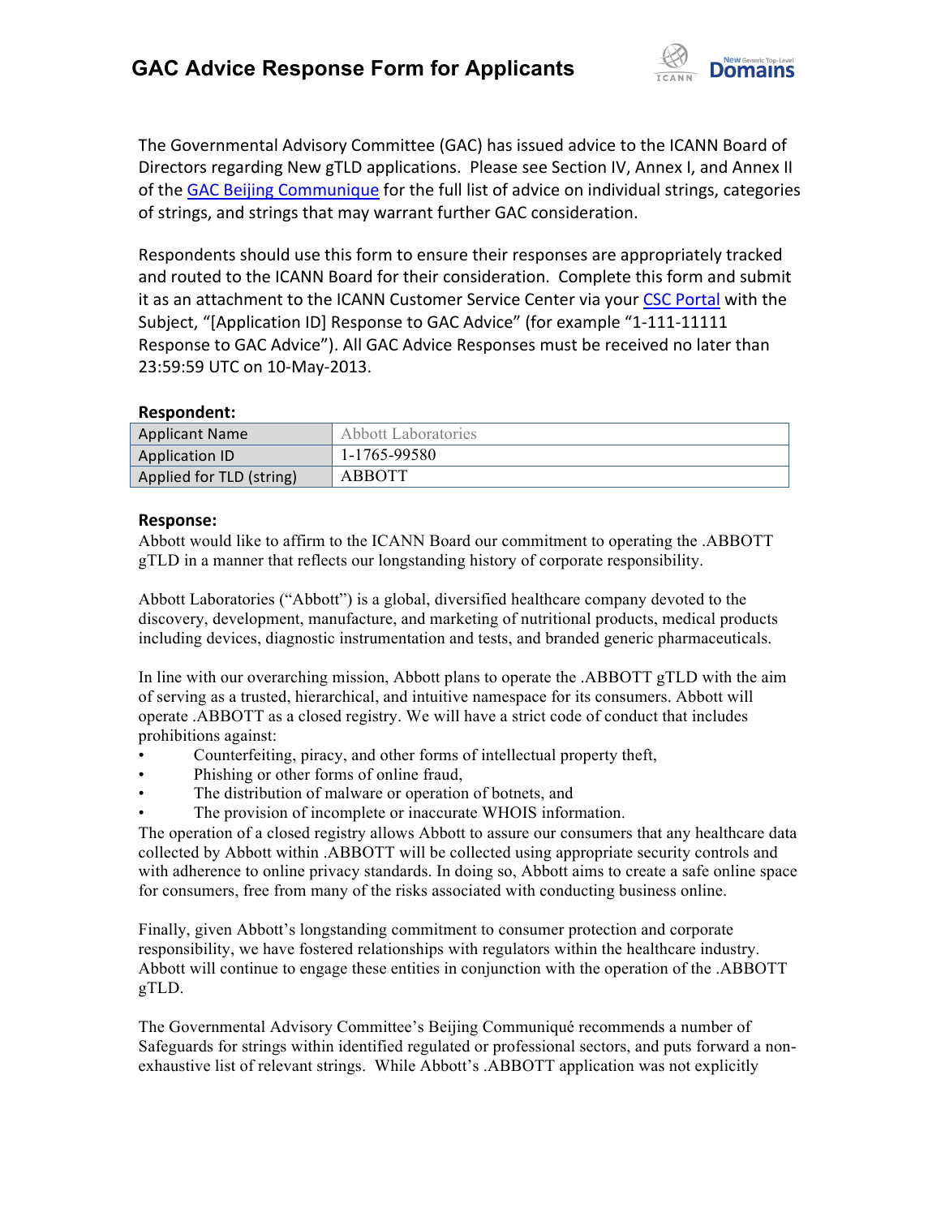# GAC Advice Response Form for Applicants

The Governmental Advisory Committee (GAC) has issued advice to the ICANN Board of Directors regarding New gTLD applications. Please see Section IV, Annex I, and Annex II of the GAC Beijing Communique for the full list of advice on individual strings, categories of strings, and strings that may warrant further GAC consideration.

Respondents should use this form to ensure their responses are appropriately tracked and routed to the ICANN Board for their consideration. Complete this form and submit it as an attachment to the ICANN Customer Service Center via your CSC Portal with the Subject, "[Application ID] Response to GAC Advice" (for example "1-111-11111 Response to GAC Advice"). All GAC Advice Responses must be received no later than 23:59:59 UTC on 10-May-2013.

**Respondent:**

| | |
|---|---|
| Applicant Name | Abbott Laboratories |
| Application ID | 1-1765-99580 |
| Applied for TLD (string) | ABBOTT |

**Response:**

Abbott would like to affirm to the ICANN Board our commitment to operating the .ABBOTT gTLD in a manner that reflects our longstanding history of corporate responsibility.

Abbott Laboratories ("Abbott") is a global, diversified healthcare company devoted to the discovery, development, manufacture, and marketing of nutritional products, medical products including devices, diagnostic instrumentation and tests, and branded generic pharmaceuticals.

In line with our overarching mission, Abbott plans to operate the .ABBOTT gTLD with the aim of serving as a trusted, hierarchical, and intuitive namespace for its consumers. Abbott will operate .ABBOTT as a closed registry. We will have a strict code of conduct that includes prohibitions against:

- Counterfeiting, piracy, and other forms of intellectual property theft,
- Phishing or other forms of online fraud,
- The distribution of malware or operation of botnets, and
- The provision of incomplete or inaccurate WHOIS information.

The operation of a closed registry allows Abbott to assure our consumers that any healthcare data collected by Abbott within .ABBOTT will be collected using appropriate security controls and with adherence to online privacy standards. In doing so, Abbott aims to create a safe online space for consumers, free from many of the risks associated with conducting business online.

Finally, given Abbott's longstanding commitment to consumer protection and corporate responsibility, we have fostered relationships with regulators within the healthcare industry. Abbott will continue to engage these entities in conjunction with the operation of the .ABBOTT gTLD.

The Governmental Advisory Committee's Beijing Communiqué recommends a number of Safeguards for strings within identified regulated or professional sectors, and puts forward a non-exhaustive list of relevant strings. While Abbott's .ABBOTT application was not explicitly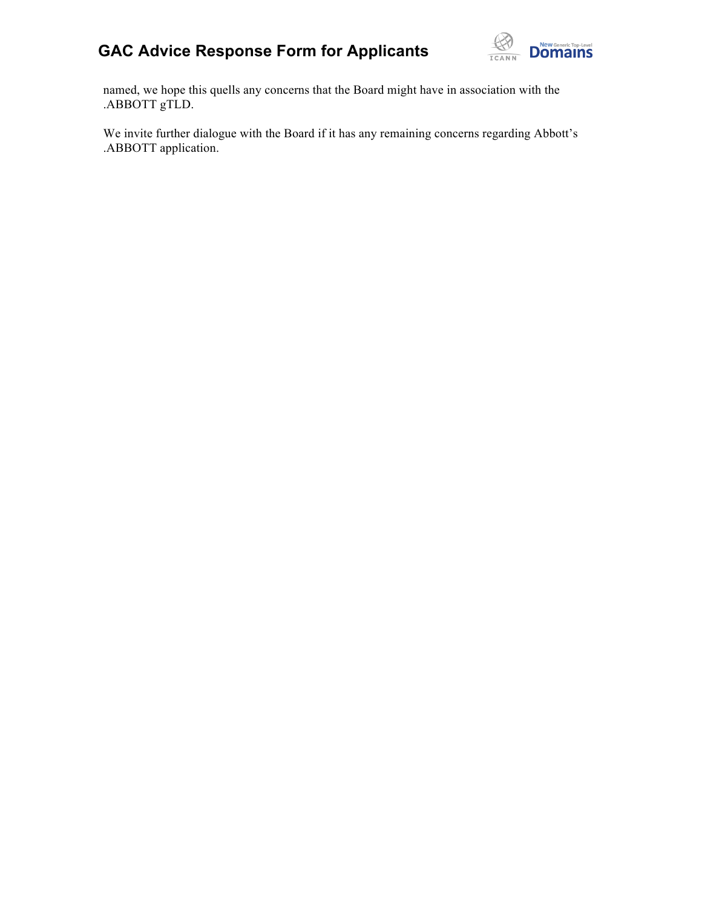named, we hope this quells any concerns that the Board might have in association with the .ABBOTT gTLD.

We invite further dialogue with the Board if it has any remaining concerns regarding Abbott's .ABBOTT application.